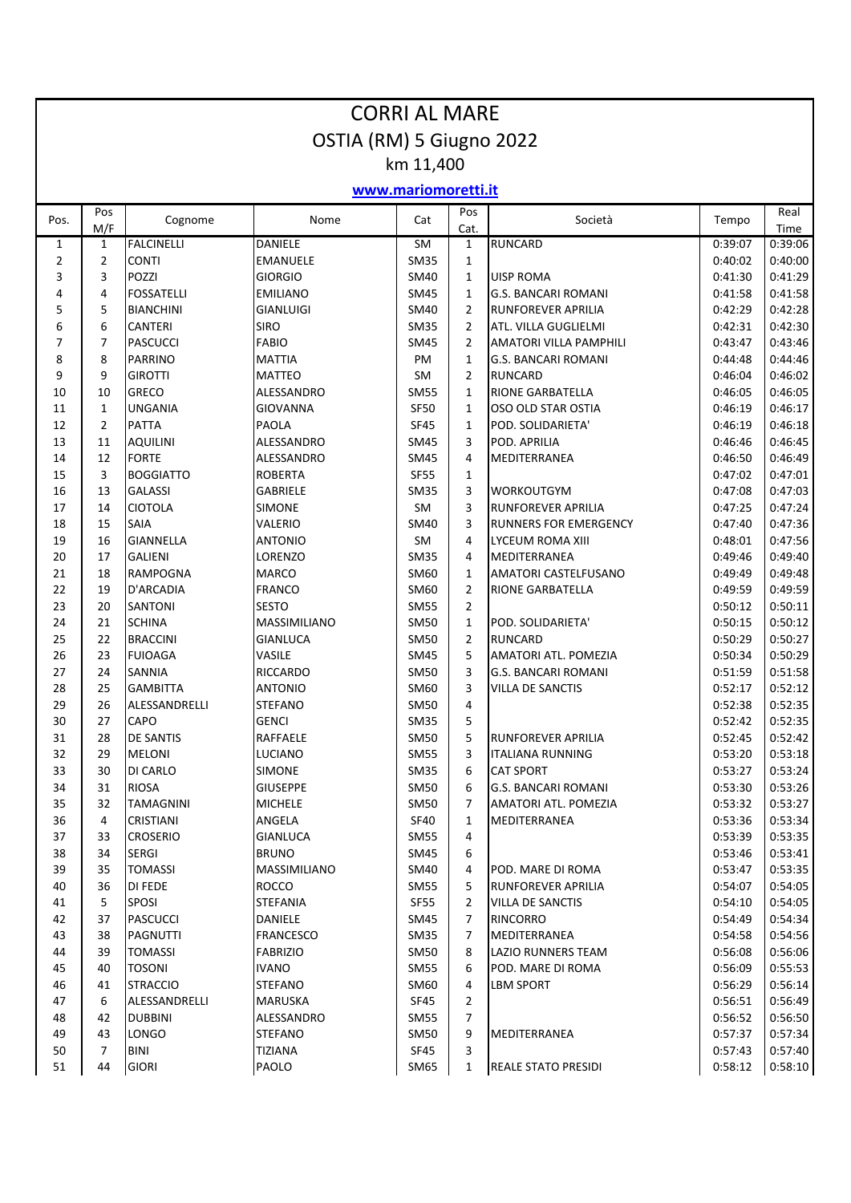# CORRI AL MARE

## OSTIA (RM) 5 Giugno 2022

### km 11,400

**www.mariomoretti.it**

| Pos. | Pos M/F | Cognome | Nome | Cat | Pos Cat. | Società | Tempo | Real Time |
|---|---|---|---|---|---|---|---|---|
| 1 | 1 | FALCINELLI | DANIELE | SM | 1 | RUNCARD | 0:39:07 | 0:39:06 |
| 2 | 2 | CONTI | EMANUELE | SM35 | 1 | | 0:40:02 | 0:40:00 |
| 3 | 3 | POZZI | GIORGIO | SM40 | 1 | UISP ROMA | 0:41:30 | 0:41:29 |
| 4 | 4 | FOSSATELLI | EMILIANO | SM45 | 1 | G.S. BANCARI ROMANI | 0:41:58 | 0:41:58 |
| 5 | 5 | BIANCHINI | GIANLUIGI | SM40 | 2 | RUNFOREVER APRILIA | 0:42:29 | 0:42:28 |
| 6 | 6 | CANTERI | SIRO | SM35 | 2 | ATL. VILLA GUGLIELMI | 0:42:31 | 0:42:30 |
| 7 | 7 | PASCUCCI | FABIO | SM45 | 2 | AMATORI VILLA PAMPHILI | 0:43:47 | 0:43:46 |
| 8 | 8 | PARRINO | MATTIA | PM | 1 | G.S. BANCARI ROMANI | 0:44:48 | 0:44:46 |
| 9 | 9 | GIROTTI | MATTEO | SM | 2 | RUNCARD | 0:46:04 | 0:46:02 |
| 10 | 10 | GRECO | ALESSANDRO | SM55 | 1 | RIONE GARBATELLA | 0:46:05 | 0:46:05 |
| 11 | 1 | UNGANIA | GIOVANNA | SF50 | 1 | OSO OLD STAR OSTIA | 0:46:19 | 0:46:17 |
| 12 | 2 | PATTA | PAOLA | SF45 | 1 | POD. SOLIDARIETA' | 0:46:19 | 0:46:18 |
| 13 | 11 | AQUILINI | ALESSANDRO | SM45 | 3 | POD. APRILIA | 0:46:46 | 0:46:45 |
| 14 | 12 | FORTE | ALESSANDRO | SM45 | 4 | MEDITERRANEA | 0:46:50 | 0:46:49 |
| 15 | 3 | BOGGIATTO | ROBERTA | SF55 | 1 | | 0:47:02 | 0:47:01 |
| 16 | 13 | GALASSI | GABRIELE | SM35 | 3 | WORKOUTGYM | 0:47:08 | 0:47:03 |
| 17 | 14 | CIOTOLA | SIMONE | SM | 3 | RUNFOREVER APRILIA | 0:47:25 | 0:47:24 |
| 18 | 15 | SAIA | VALERIO | SM40 | 3 | RUNNERS FOR EMERGENCY | 0:47:40 | 0:47:36 |
| 19 | 16 | GIANNELLA | ANTONIO | SM | 4 | LYCEUM ROMA XIII | 0:48:01 | 0:47:56 |
| 20 | 17 | GALIENI | LORENZO | SM35 | 4 | MEDITERRANEA | 0:49:46 | 0:49:40 |
| 21 | 18 | RAMPOGNA | MARCO | SM60 | 1 | AMATORI CASTELFUSANO | 0:49:49 | 0:49:48 |
| 22 | 19 | D'ARCADIA | FRANCO | SM60 | 2 | RIONE GARBATELLA | 0:49:59 | 0:49:59 |
| 23 | 20 | SANTONI | SESTO | SM55 | 2 | | 0:50:12 | 0:50:11 |
| 24 | 21 | SCHINA | MASSIMILIANO | SM50 | 1 | POD. SOLIDARIETA' | 0:50:15 | 0:50:12 |
| 25 | 22 | BRACCINI | GIANLUCA | SM50 | 2 | RUNCARD | 0:50:29 | 0:50:27 |
| 26 | 23 | FUIOAGA | VASILE | SM45 | 5 | AMATORI ATL. POMEZIA | 0:50:34 | 0:50:29 |
| 27 | 24 | SANNIA | RICCARDO | SM50 | 3 | G.S. BANCARI ROMANI | 0:51:59 | 0:51:58 |
| 28 | 25 | GAMBITTA | ANTONIO | SM60 | 3 | VILLA DE SANCTIS | 0:52:17 | 0:52:12 |
| 29 | 26 | ALESSANDRELLI | STEFANO | SM50 | 4 | | 0:52:38 | 0:52:35 |
| 30 | 27 | CAPO | GENCI | SM35 | 5 | | 0:52:42 | 0:52:35 |
| 31 | 28 | DE SANTIS | RAFFAELE | SM50 | 5 | RUNFOREVER APRILIA | 0:52:45 | 0:52:42 |
| 32 | 29 | MELONI | LUCIANO | SM55 | 3 | ITALIANA RUNNING | 0:53:20 | 0:53:18 |
| 33 | 30 | DI CARLO | SIMONE | SM35 | 6 | CAT SPORT | 0:53:27 | 0:53:24 |
| 34 | 31 | RIOSA | GIUSEPPE | SM50 | 6 | G.S. BANCARI ROMANI | 0:53:30 | 0:53:26 |
| 35 | 32 | TAMAGNINI | MICHELE | SM50 | 7 | AMATORI ATL. POMEZIA | 0:53:32 | 0:53:27 |
| 36 | 4 | CRISTIANI | ANGELA | SF40 | 1 | MEDITERRANEA | 0:53:36 | 0:53:34 |
| 37 | 33 | CROSERIO | GIANLUCA | SM55 | 4 | | 0:53:39 | 0:53:35 |
| 38 | 34 | SERGI | BRUNO | SM45 | 6 | | 0:53:46 | 0:53:41 |
| 39 | 35 | TOMASSI | MASSIMILIANO | SM40 | 4 | POD. MARE DI ROMA | 0:53:47 | 0:53:35 |
| 40 | 36 | DI FEDE | ROCCO | SM55 | 5 | RUNFOREVER APRILIA | 0:54:07 | 0:54:05 |
| 41 | 5 | SPOSI | STEFANIA | SF55 | 2 | VILLA DE SANCTIS | 0:54:10 | 0:54:05 |
| 42 | 37 | PASCUCCI | DANIELE | SM45 | 7 | RINCORRO | 0:54:49 | 0:54:34 |
| 43 | 38 | PAGNUTTI | FRANCESCO | SM35 | 7 | MEDITERRANEA | 0:54:58 | 0:54:56 |
| 44 | 39 | TOMASSI | FABRIZIO | SM50 | 8 | LAZIO RUNNERS TEAM | 0:56:08 | 0:56:06 |
| 45 | 40 | TOSONI | IVANO | SM55 | 6 | POD. MARE DI ROMA | 0:56:09 | 0:55:53 |
| 46 | 41 | STRACCIO | STEFANO | SM60 | 4 | LBM SPORT | 0:56:29 | 0:56:14 |
| 47 | 6 | ALESSANDRELLI | MARUSKA | SF45 | 2 | | 0:56:51 | 0:56:49 |
| 48 | 42 | DUBBINI | ALESSANDRO | SM55 | 7 | | 0:56:52 | 0:56:50 |
| 49 | 43 | LONGO | STEFANO | SM50 | 9 | MEDITERRANEA | 0:57:37 | 0:57:34 |
| 50 | 7 | BINI | TIZIANA | SF45 | 3 | | 0:57:43 | 0:57:40 |
| 51 | 44 | GIORI | PAOLO | SM65 | 1 | REALE STATO PRESIDI | 0:58:12 | 0:58:10 |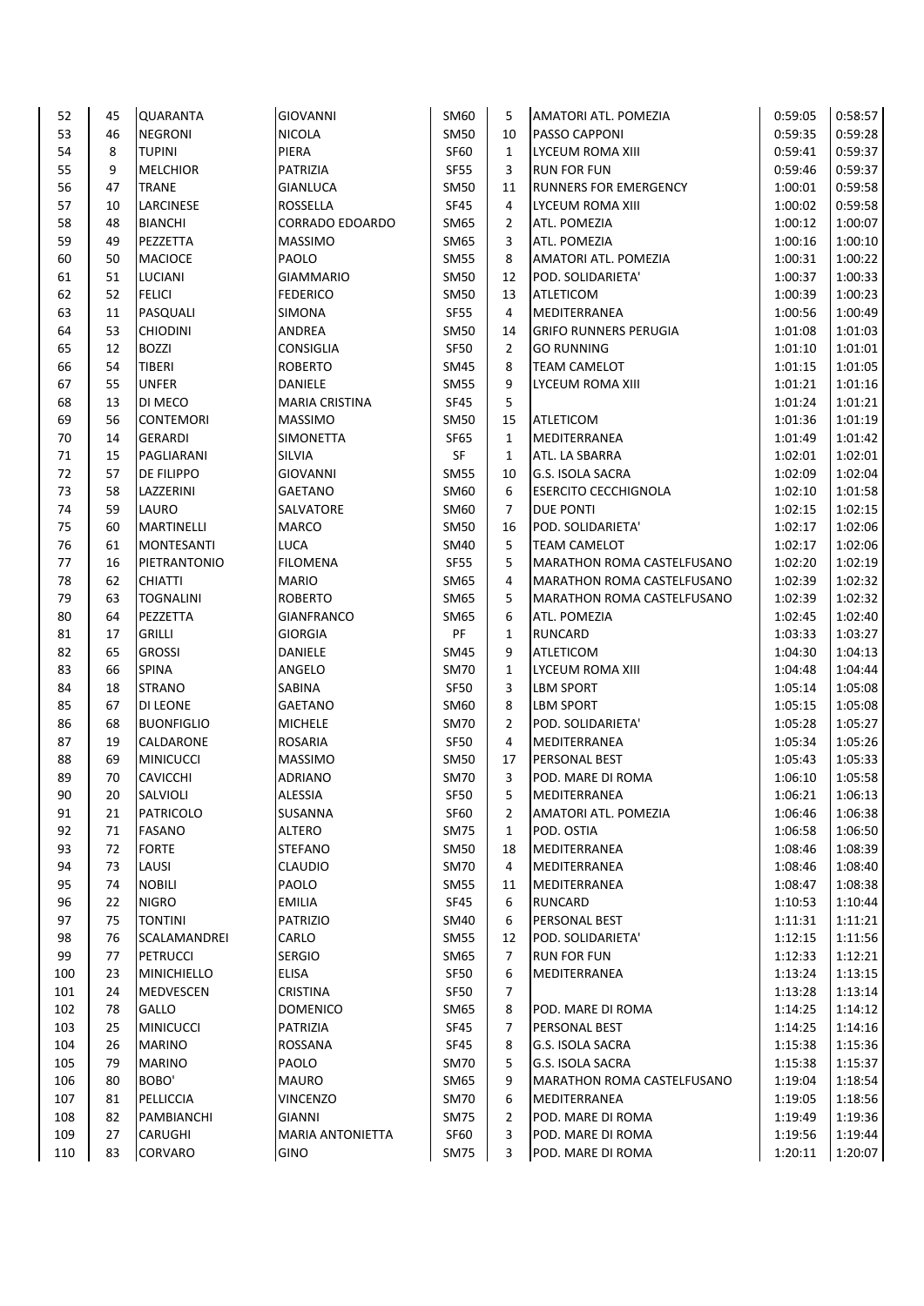| 52 | 45 | QUARANTA | GIOVANNI | SM60 | 5 | AMATORI ATL. POMEZIA | 0:59:05 | 0:58:57 |
|---|---|---|---|---|---|---|---|---|
| 53 | 46 | NEGRONI | NICOLA | SM50 | 10 | PASSO CAPPONI | 0:59:35 | 0:59:28 |
| 54 | 8 | TUPINI | PIERA | SF60 | 1 | LYCEUM ROMA XIII | 0:59:41 | 0:59:37 |
| 55 | 9 | MELCHIOR | PATRIZIA | SF55 | 3 | RUN FOR FUN | 0:59:46 | 0:59:37 |
| 56 | 47 | TRANE | GIANLUCA | SM50 | 11 | RUNNERS FOR EMERGENCY | 1:00:01 | 0:59:58 |
| 57 | 10 | LARCINESE | ROSSELLA | SF45 | 4 | LYCEUM ROMA XIII | 1:00:02 | 0:59:58 |
| 58 | 48 | BIANCHI | CORRADO EDOARDO | SM65 | 2 | ATL. POMEZIA | 1:00:12 | 1:00:07 |
| 59 | 49 | PEZZETTA | MASSIMO | SM65 | 3 | ATL. POMEZIA | 1:00:16 | 1:00:10 |
| 60 | 50 | MACIOCE | PAOLO | SM55 | 8 | AMATORI ATL. POMEZIA | 1:00:31 | 1:00:22 |
| 61 | 51 | LUCIANI | GIAMMARIO | SM50 | 12 | POD. SOLIDARIETA' | 1:00:37 | 1:00:33 |
| 62 | 52 | FELICI | FEDERICO | SM50 | 13 | ATLETICOM | 1:00:39 | 1:00:23 |
| 63 | 11 | PASQUALI | SIMONA | SF55 | 4 | MEDITERRANEA | 1:00:56 | 1:00:49 |
| 64 | 53 | CHIODINI | ANDREA | SM50 | 14 | GRIFO RUNNERS PERUGIA | 1:01:08 | 1:01:03 |
| 65 | 12 | BOZZI | CONSIGLIA | SF50 | 2 | GO RUNNING | 1:01:10 | 1:01:01 |
| 66 | 54 | TIBERI | ROBERTO | SM45 | 8 | TEAM CAMELOT | 1:01:15 | 1:01:05 |
| 67 | 55 | UNFER | DANIELE | SM55 | 9 | LYCEUM ROMA XIII | 1:01:21 | 1:01:16 |
| 68 | 13 | DI MECO | MARIA CRISTINA | SF45 | 5 | | 1:01:24 | 1:01:21 |
| 69 | 56 | CONTEMORI | MASSIMO | SM50 | 15 | ATLETICOM | 1:01:36 | 1:01:19 |
| 70 | 14 | GERARDI | SIMONETTA | SF65 | 1 | MEDITERRANEA | 1:01:49 | 1:01:42 |
| 71 | 15 | PAGLIARANI | SILVIA | SF | 1 | ATL. LA SBARRA | 1:02:01 | 1:02:01 |
| 72 | 57 | DE FILIPPO | GIOVANNI | SM55 | 10 | G.S. ISOLA SACRA | 1:02:09 | 1:02:04 |
| 73 | 58 | LAZZERINI | GAETANO | SM60 | 6 | ESERCITO CECCHIGNOLA | 1:02:10 | 1:01:58 |
| 74 | 59 | LAURO | SALVATORE | SM60 | 7 | DUE PONTI | 1:02:15 | 1:02:15 |
| 75 | 60 | MARTINELLI | MARCO | SM50 | 16 | POD. SOLIDARIETA' | 1:02:17 | 1:02:06 |
| 76 | 61 | MONTESANTI | LUCA | SM40 | 5 | TEAM CAMELOT | 1:02:17 | 1:02:06 |
| 77 | 16 | PIETRANTONIO | FILOMENA | SF55 | 5 | MARATHON ROMA CASTELFUSANO | 1:02:20 | 1:02:19 |
| 78 | 62 | CHIATTI | MARIO | SM65 | 4 | MARATHON ROMA CASTELFUSANO | 1:02:39 | 1:02:32 |
| 79 | 63 | TOGNALINI | ROBERTO | SM65 | 5 | MARATHON ROMA CASTELFUSANO | 1:02:39 | 1:02:32 |
| 80 | 64 | PEZZETTA | GIANFRANCO | SM65 | 6 | ATL. POMEZIA | 1:02:45 | 1:02:40 |
| 81 | 17 | GRILLI | GIORGIA | PF | 1 | RUNCARD | 1:03:33 | 1:03:27 |
| 82 | 65 | GROSSI | DANIELE | SM45 | 9 | ATLETICOM | 1:04:30 | 1:04:13 |
| 83 | 66 | SPINA | ANGELO | SM70 | 1 | LYCEUM ROMA XIII | 1:04:48 | 1:04:44 |
| 84 | 18 | STRANO | SABINA | SF50 | 3 | LBM SPORT | 1:05:14 | 1:05:08 |
| 85 | 67 | DI LEONE | GAETANO | SM60 | 8 | LBM SPORT | 1:05:15 | 1:05:08 |
| 86 | 68 | BUONFIGLIO | MICHELE | SM70 | 2 | POD. SOLIDARIETA' | 1:05:28 | 1:05:27 |
| 87 | 19 | CALDARONE | ROSARIA | SF50 | 4 | MEDITERRANEA | 1:05:34 | 1:05:26 |
| 88 | 69 | MINICUCCI | MASSIMO | SM50 | 17 | PERSONAL BEST | 1:05:43 | 1:05:33 |
| 89 | 70 | CAVICCHI | ADRIANO | SM70 | 3 | POD. MARE DI ROMA | 1:06:10 | 1:05:58 |
| 90 | 20 | SALVIOLI | ALESSIA | SF50 | 5 | MEDITERRANEA | 1:06:21 | 1:06:13 |
| 91 | 21 | PATRICOLO | SUSANNA | SF60 | 2 | AMATORI ATL. POMEZIA | 1:06:46 | 1:06:38 |
| 92 | 71 | FASANO | ALTERO | SM75 | 1 | POD. OSTIA | 1:06:58 | 1:06:50 |
| 93 | 72 | FORTE | STEFANO | SM50 | 18 | MEDITERRANEA | 1:08:46 | 1:08:39 |
| 94 | 73 | LAUSI | CLAUDIO | SM70 | 4 | MEDITERRANEA | 1:08:46 | 1:08:40 |
| 95 | 74 | NOBILI | PAOLO | SM55 | 11 | MEDITERRANEA | 1:08:47 | 1:08:38 |
| 96 | 22 | NIGRO | EMILIA | SF45 | 6 | RUNCARD | 1:10:53 | 1:10:44 |
| 97 | 75 | TONTINI | PATRIZIO | SM40 | 6 | PERSONAL BEST | 1:11:31 | 1:11:21 |
| 98 | 76 | SCALAMANDREI | CARLO | SM55 | 12 | POD. SOLIDARIETA' | 1:12:15 | 1:11:56 |
| 99 | 77 | PETRUCCI | SERGIO | SM65 | 7 | RUN FOR FUN | 1:12:33 | 1:12:21 |
| 100 | 23 | MINICHIELLO | ELISA | SF50 | 6 | MEDITERRANEA | 1:13:24 | 1:13:15 |
| 101 | 24 | MEDVESCEN | CRISTINA | SF50 | 7 | | 1:13:28 | 1:13:14 |
| 102 | 78 | GALLO | DOMENICO | SM65 | 8 | POD. MARE DI ROMA | 1:14:25 | 1:14:12 |
| 103 | 25 | MINICUCCI | PATRIZIA | SF45 | 7 | PERSONAL BEST | 1:14:25 | 1:14:16 |
| 104 | 26 | MARINO | ROSSANA | SF45 | 8 | G.S. ISOLA SACRA | 1:15:38 | 1:15:36 |
| 105 | 79 | MARINO | PAOLO | SM70 | 5 | G.S. ISOLA SACRA | 1:15:38 | 1:15:37 |
| 106 | 80 | BOBO' | MAURO | SM65 | 9 | MARATHON ROMA CASTELFUSANO | 1:19:04 | 1:18:54 |
| 107 | 81 | PELLICCIA | VINCENZO | SM70 | 6 | MEDITERRANEA | 1:19:05 | 1:18:56 |
| 108 | 82 | PAMBIANCHI | GIANNI | SM75 | 2 | POD. MARE DI ROMA | 1:19:49 | 1:19:36 |
| 109 | 27 | CARUGHI | MARIA ANTONIETTA | SF60 | 3 | POD. MARE DI ROMA | 1:19:56 | 1:19:44 |
| 110 | 83 | CORVARO | GINO | SM75 | 3 | POD. MARE DI ROMA | 1:20:11 | 1:20:07 |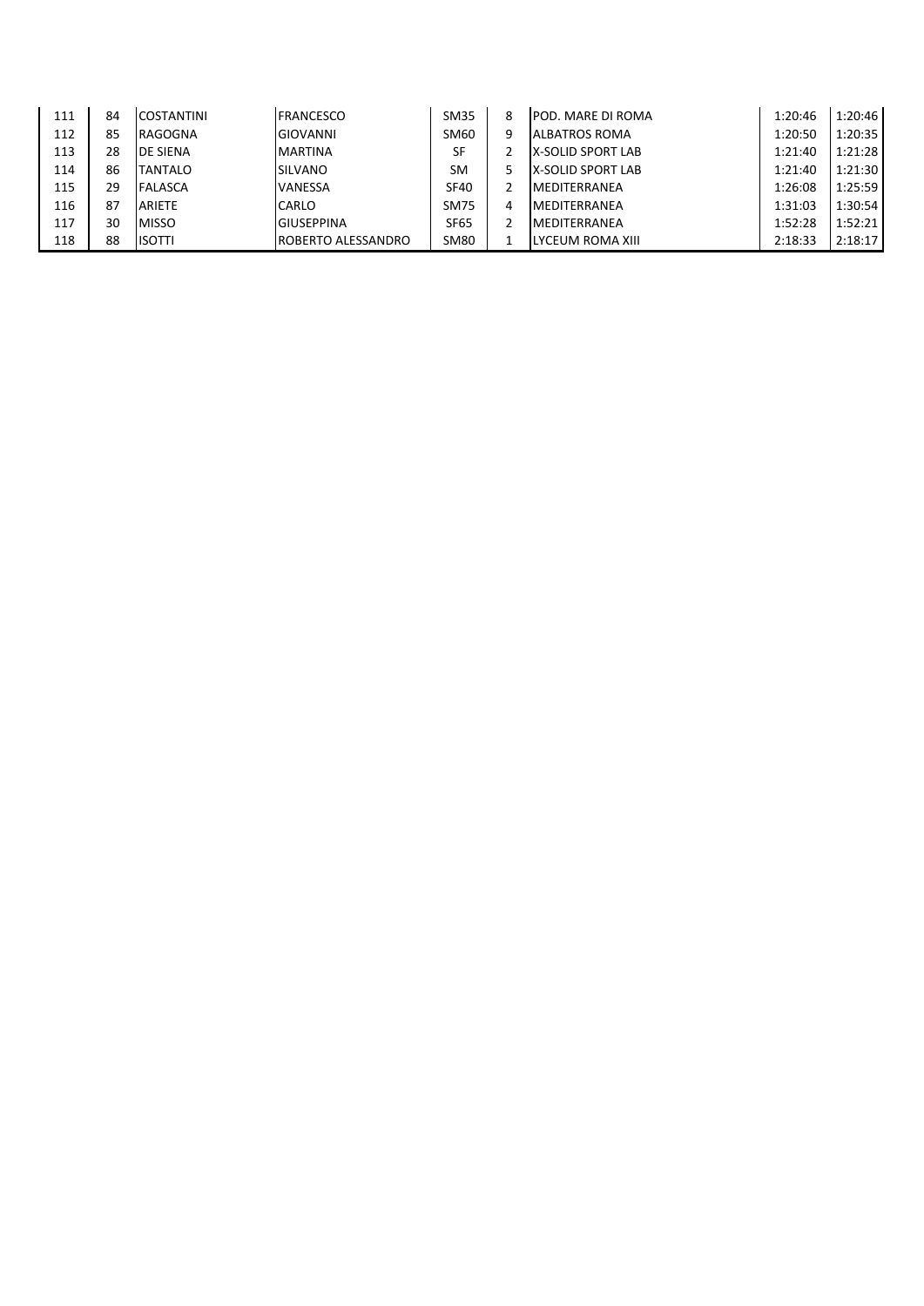| | | | | | | | | |
|---|---|---|---|---|---|---|---|---|
| 111 | 84 | COSTANTINI | FRANCESCO | SM35 | 8 | POD. MARE DI ROMA | 1:20:46 | 1:20:46 |
| 112 | 85 | RAGOGNA | GIOVANNI | SM60 | 9 | ALBATROS ROMA | 1:20:50 | 1:20:35 |
| 113 | 28 | DE SIENA | MARTINA | SF | 2 | X-SOLID SPORT LAB | 1:21:40 | 1:21:28 |
| 114 | 86 | TANTALO | SILVANO | SM | 5 | X-SOLID SPORT LAB | 1:21:40 | 1:21:30 |
| 115 | 29 | FALASCA | VANESSA | SF40 | 2 | MEDITERRANEA | 1:26:08 | 1:25:59 |
| 116 | 87 | ARIETE | CARLO | SM75 | 4 | MEDITERRANEA | 1:31:03 | 1:30:54 |
| 117 | 30 | MISSO | GIUSEPPINA | SF65 | 2 | MEDITERRANEA | 1:52:28 | 1:52:21 |
| 118 | 88 | ISOTTI | ROBERTO ALESSANDRO | SM80 | 1 | LYCEUM ROMA XIII | 2:18:33 | 2:18:17 |